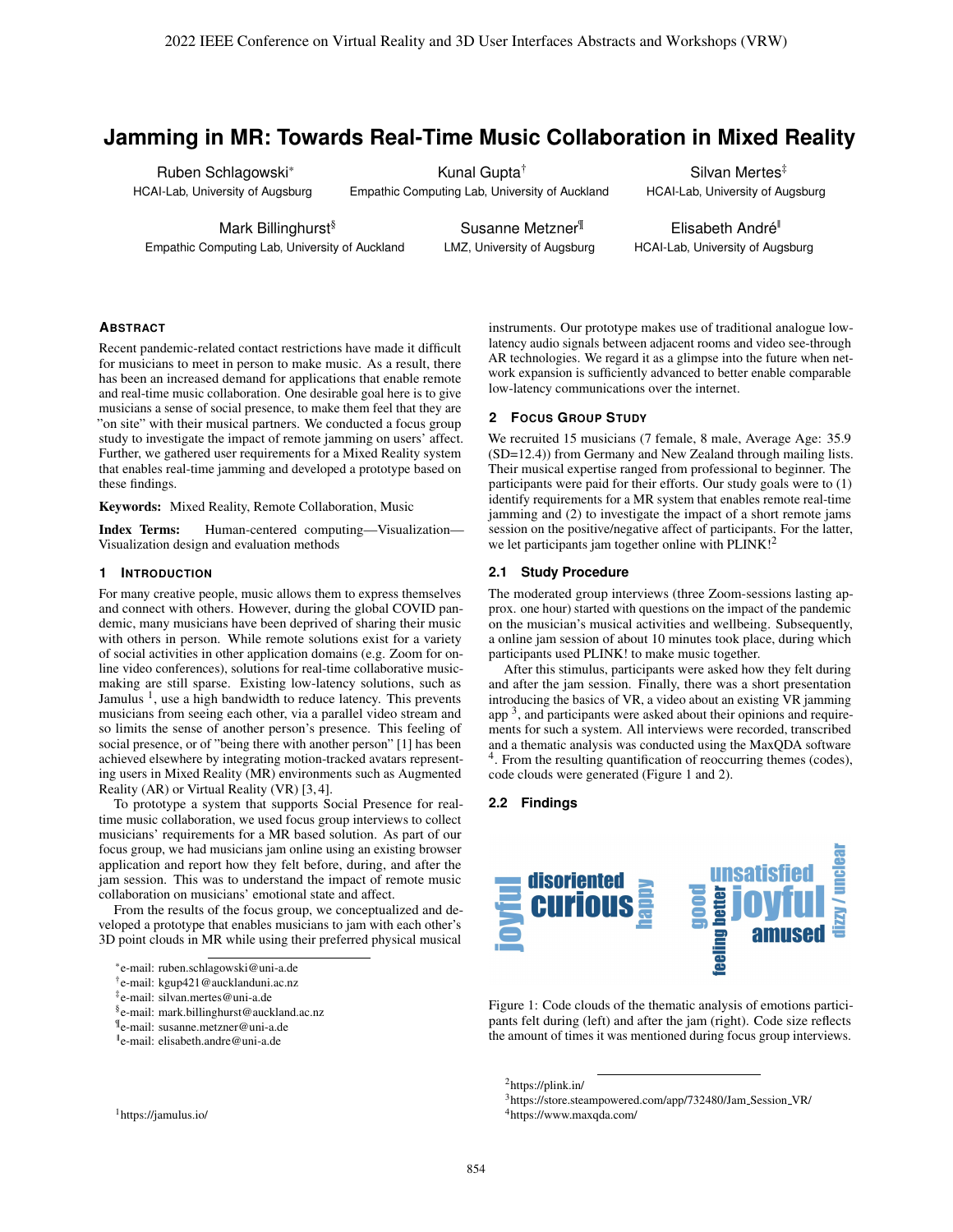# Jamming in MR: Towards Real-Time Music Collaboration in Mixed Reality

Ruben Schlagowski* HCAI-Lab, University of Augsburg

Kunal Gupta† Empathic Computing Lab, University of Auckland

Silvan Mertes‡ HCAI-Lab, University of Augsburg

Mark Billinghurst§ Empathic Computing Lab, University of Auckland

Susanne Metzner¶ LMZ, University of Augsburg

Elisabeth André‖ HCAI-Lab, University of Augsburg

## Abstract

Recent pandemic-related contact restrictions have made it difficult for musicians to meet in person to make music. As a result, there has been an increased demand for applications that enable remote and real-time music collaboration. One desirable goal here is to give musicians a sense of social presence, to make them feel that they are "on site" with their musical partners. We conducted a focus group study to investigate the impact of remote jamming on users' affect. Further, we gathered user requirements for a Mixed Reality system that enables real-time jamming and developed a prototype based on these findings.

**Keywords:** Mixed Reality, Remote Collaboration, Music

**Index Terms:** Human-centered computing—Visualization—Visualization design and evaluation methods

## 1 Introduction

For many creative people, music allows them to express themselves and connect with others. However, during the global COVID pandemic, many musicians have been deprived of sharing their music with others in person. While remote solutions exist for a variety of social activities in other application domains (e.g. Zoom for online video conferences), solutions for real-time collaborative music-making are still sparse. Existing low-latency solutions, such as Jamulus [1], use a high bandwidth to reduce latency. This prevents musicians from seeing each other, via a parallel video stream and so limits the sense of another person's presence. This feeling of social presence, or of "being there with another person" [1] has been achieved elsewhere by integrating motion-tracked avatars representing users in Mixed Reality (MR) environments such as Augmented Reality (AR) or Virtual Reality (VR) [3, 4].

To prototype a system that supports Social Presence for real-time music collaboration, we used focus group interviews to collect musicians' requirements for a MR based solution. As part of our focus group, we had musicians jam online using an existing browser application and report how they felt before, during, and after the jam session. This was to understand the impact of remote music collaboration on musicians' emotional state and affect.

From the results of the focus group, we conceptualized and developed a prototype that enables musicians to jam with each other's 3D point clouds in MR while using their preferred physical musical instruments. Our prototype makes use of traditional analogue low-latency audio signals between adjacent rooms and video see-through AR technologies. We regard it as a glimpse into the future when network expansion is sufficiently advanced to better enable comparable low-latency communications over the internet.

## 2 Focus Group Study

We recruited 15 musicians (7 female, 8 male, Average Age: 35.9 (SD=12.4)) from Germany and New Zealand through mailing lists. Their musical expertise ranged from professional to beginner. The participants were paid for their efforts. Our study goals were to (1) identify requirements for a MR system that enables remote real-time jamming and (2) to investigate the impact of a short remote jams session on the positive/negative affect of participants. For the latter, we let participants jam together online with PLINK![2]

### 2.1 Study Procedure

The moderated group interviews (three Zoom-sessions lasting approx. one hour) started with questions on the impact of the pandemic on the musician's musical activities and wellbeing. Subsequently, a online jam session of about 10 minutes took place, during which participants used PLINK! to make music together.

After this stimulus, participants were asked how they felt during and after the jam session. Finally, there was a short presentation introducing the basics of VR, a video about an existing VR jamming app [3], and participants were asked about their opinions and requirements for such a system. All interviews were recorded, transcribed and a thematic analysis was conducted using the MaxQDA software [4]. From the resulting quantification of reoccurring themes (codes), code clouds were generated (Figure 1 and 2).

### 2.2 Findings

joyful disoriented curious happy | good feeling better unsatisfied joyful amused dizzy / unclear

Figure 1: Code clouds of the thematic analysis of emotions participants felt during (left) and after the jam (right). Code size reflects the amount of times it was mentioned during focus group interviews.

---

*e-mail: ruben.schlagowski@uni-a.de
†e-mail: kgup421@aucklanduni.ac.nz
‡e-mail: silvan.mertes@uni-a.de
§e-mail: mark.billinghurst@auckland.ac.nz
¶e-mail: susanne.metzner@uni-a.de
‖e-mail: elisabeth.andre@uni-a.de

[1] https://jamulus.io/
[2] https://plink.in/
[3] https://store.steampowered.com/app/732480/Jam_Session_VR/
[4] https://www.maxqda.com/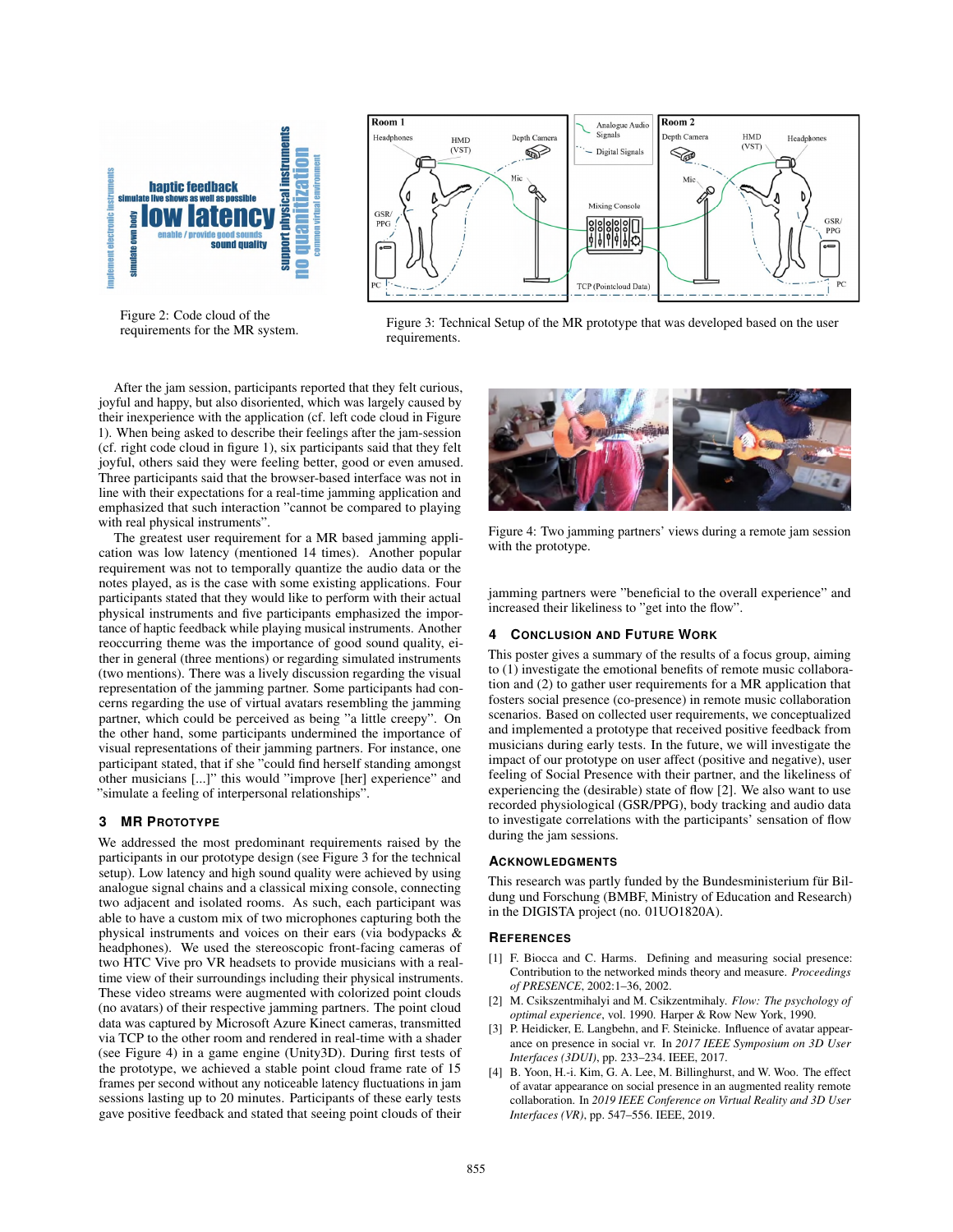haptic feedback
simulate live shows as well as possible
low latency
enable / provide good sounds
sound quality
implement electronic instruments
simulate own body
support physical instruments
no quantization
common virtual environment

Figure 2: Code cloud of the requirements for the MR system.

Room 1
Headphones
HMD (VST)
Depth Camera
Mic
GSR/ PPG
PC
Analogue Audio Signals
Digital Signals
Mixing Console
TCP (Pointcloud Data)
Room 2
Depth Camera
HMD (VST)
Headphones
Mic
GSR/ PPG
PC

Figure 3: Technical Setup of the MR prototype that was developed based on the user requirements.

After the jam session, participants reported that they felt curious, joyful and happy, but also disoriented, which was largely caused by their inexperience with the application (cf. left code cloud in Figure 1). When being asked to describe their feelings after the jam-session (cf. right code cloud in figure 1), six participants said that they felt joyful, others said they were feeling better, good or even amused. Three participants said that the browser-based interface was not in line with their expectations for a real-time jamming application and emphasized that such interaction "cannot be compared to playing with real physical instruments".

The greatest user requirement for a MR based jamming application was low latency (mentioned 14 times). Another popular requirement was not to temporally quantize the audio data or the notes played, as is the case with some existing applications. Four participants stated that they would like to perform with their actual physical instruments and five participants emphasized the importance of haptic feedback while playing musical instruments. Another reoccurring theme was the importance of good sound quality, either in general (three mentions) or regarding simulated instruments (two mentions). There was a lively discussion regarding the visual representation of the jamming partner. Some participants had concerns regarding the use of virtual avatars resembling the jamming partner, which could be perceived as being "a little creepy". On the other hand, some participants undermined the importance of visual representations of their jamming partners. For instance, one participant stated, that if she "could find herself standing amongst other musicians [...]" this would "improve [her] experience" and "simulate a feeling of interpersonal relationships".

## 3 MR Prototype

We addressed the most predominant requirements raised by the participants in our prototype design (see Figure 3 for the technical setup). Low latency and high sound quality were achieved by using analogue signal chains and a classical mixing console, connecting two adjacent and isolated rooms. As such, each participant was able to have a custom mix of two microphones capturing both the physical instruments and voices on their ears (via bodypacks & headphones). We used the stereoscopic front-facing cameras of two HTC Vive pro VR headsets to provide musicians with a real-time view of their surroundings including their physical instruments. These video streams were augmented with colorized point clouds (no avatars) of their respective jamming partners. The point cloud data was captured by Microsoft Azure Kinect cameras, transmitted via TCP to the other room and rendered in real-time with a shader (see Figure 4) in a game engine (Unity3D). During first tests of the prototype, we achieved a stable point cloud frame rate of 15 frames per second without any noticeable latency fluctuations in jam sessions lasting up to 20 minutes. Participants of these early tests gave positive feedback and stated that seeing point clouds of their jamming partners were "beneficial to the overall experience" and increased their likeliness to "get into the flow".

Figure 4: Two jamming partners' views during a remote jam session with the prototype.

## 4 Conclusion and Future Work

This poster gives a summary of the results of a focus group, aiming to (1) investigate the emotional benefits of remote music collaboration and (2) to gather user requirements for a MR application that fosters social presence (co-presence) in remote music collaboration scenarios. Based on collected user requirements, we conceptualized and implemented a prototype that received positive feedback from musicians during early tests. In the future, we will investigate the impact of our prototype on user affect (positive and negative), user feeling of Social Presence with their partner, and the likeliness of experiencing the (desirable) state of flow [2]. We also want to use recorded physiological (GSR/PPG), body tracking and audio data to investigate correlations with the participants' sensation of flow during the jam sessions.

## Acknowledgments

This research was partly funded by the Bundesministerium für Bildung und Forschung (BMBF, Ministry of Education and Research) in the DIGISTA project (no. 01UO1820A).

## References

[1] F. Biocca and C. Harms. Defining and measuring social presence: Contribution to the networked minds theory and measure. *Proceedings of PRESENCE*, 2002:1–36, 2002.

[2] M. Csikszentmihalyi and M. Csikzentmihaly. *Flow: The psychology of optimal experience*, vol. 1990. Harper & Row New York, 1990.

[3] P. Heidicker, E. Langbehn, and F. Steinicke. Influence of avatar appearance on presence in social vr. In *2017 IEEE Symposium on 3D User Interfaces (3DUI)*, pp. 233–234. IEEE, 2017.

[4] B. Yoon, H.-i. Kim, G. A. Lee, M. Billinghurst, and W. Woo. The effect of avatar appearance on social presence in an augmented reality remote collaboration. In *2019 IEEE Conference on Virtual Reality and 3D User Interfaces (VR)*, pp. 547–556. IEEE, 2019.